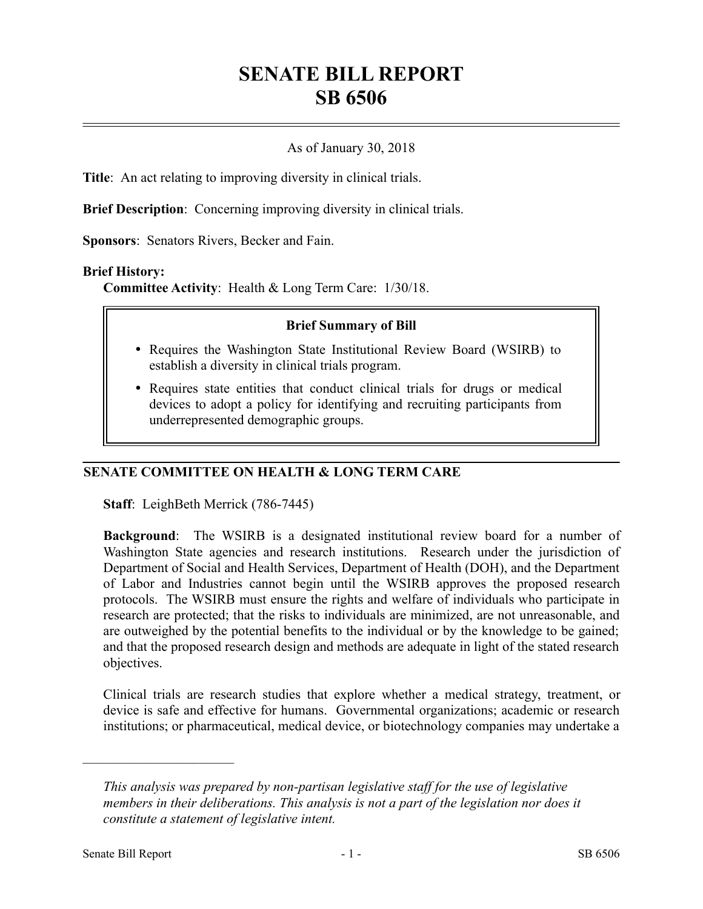# SENATE BILL REPORT
# SB 6506

As of January 30, 2018

**Title**: An act relating to improving diversity in clinical trials.

**Brief Description**: Concerning improving diversity in clinical trials.

**Sponsors**: Senators Rivers, Becker and Fain.

**Brief History:**

**Committee Activity**: Health & Long Term Care: 1/30/18.

> **Brief Summary of Bill**
>
> - Requires the Washington State Institutional Review Board (WSIRB) to establish a diversity in clinical trials program.
> - Requires state entities that conduct clinical trials for drugs or medical devices to adopt a policy for identifying and recruiting participants from underrepresented demographic groups.

## SENATE COMMITTEE ON HEALTH & LONG TERM CARE

**Staff**: LeighBeth Merrick (786-7445)

**Background**: The WSIRB is a designated institutional review board for a number of Washington State agencies and research institutions. Research under the jurisdiction of Department of Social and Health Services, Department of Health (DOH), and the Department of Labor and Industries cannot begin until the WSIRB approves the proposed research protocols. The WSIRB must ensure the rights and welfare of individuals who participate in research are protected; that the risks to individuals are minimized, are not unreasonable, and are outweighed by the potential benefits to the individual or by the knowledge to be gained; and that the proposed research design and methods are adequate in light of the stated research objectives.

Clinical trials are research studies that explore whether a medical strategy, treatment, or device is safe and effective for humans. Governmental organizations; academic or research institutions; or pharmaceutical, medical device, or biotechnology companies may undertake a

---

*This analysis was prepared by non-partisan legislative staff for the use of legislative members in their deliberations. This analysis is not a part of the legislation nor does it constitute a statement of legislative intent.*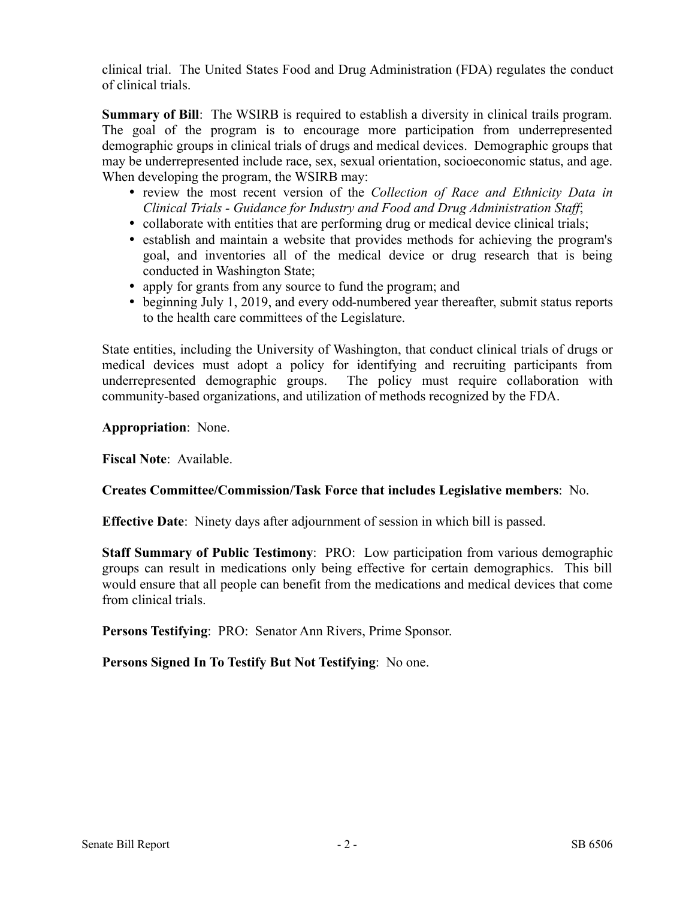clinical trial. The United States Food and Drug Administration (FDA) regulates the conduct of clinical trials.

**Summary of Bill**: The WSIRB is required to establish a diversity in clinical trails program. The goal of the program is to encourage more participation from underrepresented demographic groups in clinical trials of drugs and medical devices. Demographic groups that may be underrepresented include race, sex, sexual orientation, socioeconomic status, and age. When developing the program, the WSIRB may:

- review the most recent version of the *Collection of Race and Ethnicity Data in Clinical Trials - Guidance for Industry and Food and Drug Administration Staff*;
- collaborate with entities that are performing drug or medical device clinical trials;
- establish and maintain a website that provides methods for achieving the program's goal, and inventories all of the medical device or drug research that is being conducted in Washington State;
- apply for grants from any source to fund the program; and
- beginning July 1, 2019, and every odd-numbered year thereafter, submit status reports to the health care committees of the Legislature.

State entities, including the University of Washington, that conduct clinical trials of drugs or medical devices must adopt a policy for identifying and recruiting participants from underrepresented demographic groups. The policy must require collaboration with community-based organizations, and utilization of methods recognized by the FDA.

**Appropriation**: None.

**Fiscal Note**: Available.

**Creates Committee/Commission/Task Force that includes Legislative members**: No.

**Effective Date**: Ninety days after adjournment of session in which bill is passed.

**Staff Summary of Public Testimony**: PRO: Low participation from various demographic groups can result in medications only being effective for certain demographics. This bill would ensure that all people can benefit from the medications and medical devices that come from clinical trials.

**Persons Testifying**: PRO: Senator Ann Rivers, Prime Sponsor.

**Persons Signed In To Testify But Not Testifying**: No one.